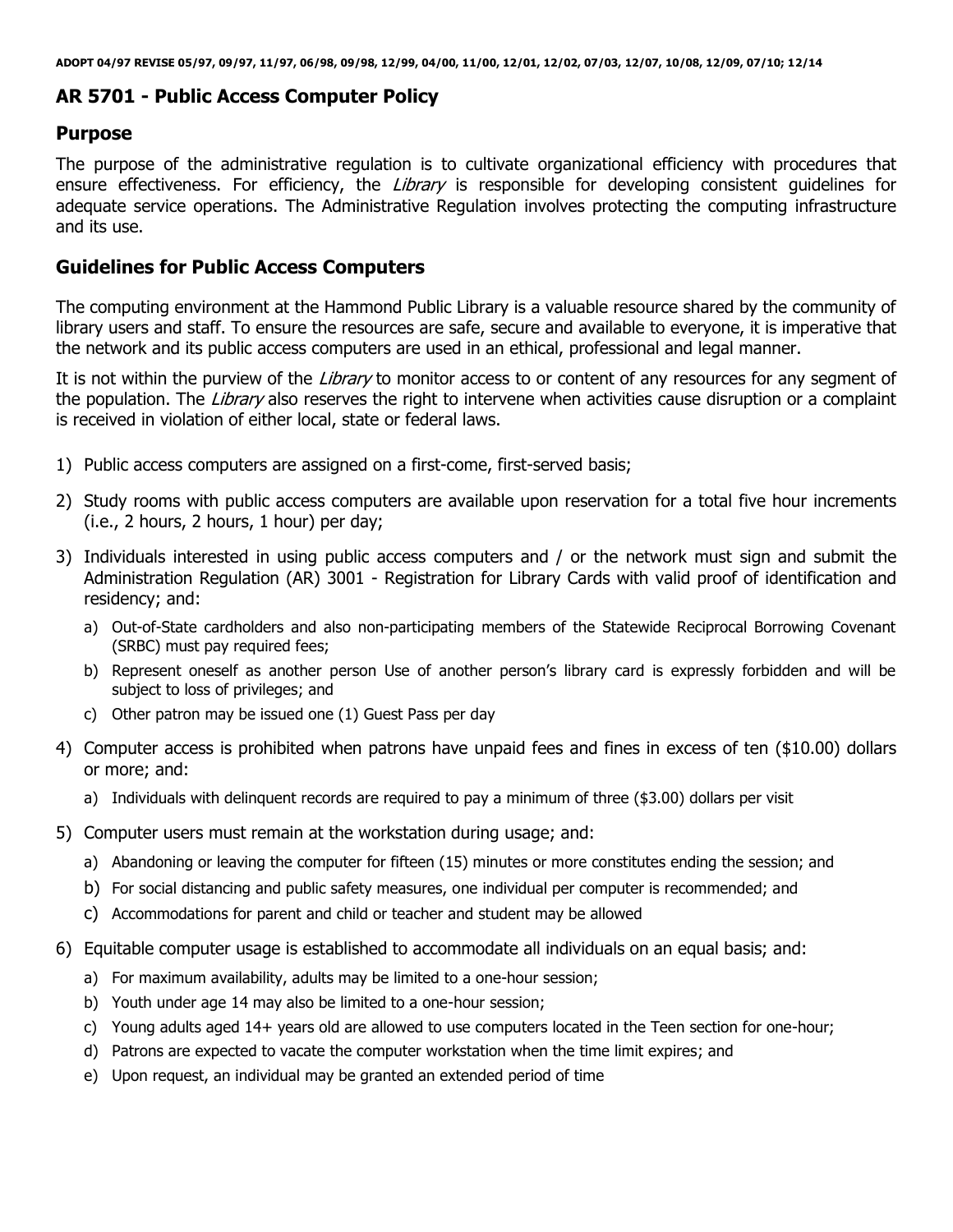**ADOPT 04/97 REVISE 05/97, 09/97, 11/97, 06/98, 09/98, 12/99, 04/00, 11/00, 12/01, 12/02, 07/03, 12/07, 10/08, 12/09, 07/10; 12/14**

## AR 5701 - Public Access Computer Policy

## Purpose

The purpose of the administrative regulation is to cultivate organizational efficiency with procedures that ensure effectiveness. For efficiency, the *Library* is responsible for developing consistent guidelines for adequate service operations. The Administrative Regulation involves protecting the computing infrastructure and its use.

## Guidelines for Public Access Computers

The computing environment at the Hammond Public Library is a valuable resource shared by the community of library users and staff. To ensure the resources are safe, secure and available to everyone, it is imperative that the network and its public access computers are used in an ethical, professional and legal manner.

It is not within the purview of the *Library* to monitor access to or content of any resources for any segment of the population. The *Library* also reserves the right to intervene when activities cause disruption or a complaint is received in violation of either local, state or federal laws.

1) Public access computers are assigned on a first-come, first-served basis;
2) Study rooms with public access computers are available upon reservation for a total five hour increments (i.e., 2 hours, 2 hours, 1 hour) per day;
3) Individuals interested in using public access computers and / or the network must sign and submit the Administration Regulation (AR) 3001 - Registration for Library Cards with valid proof of identification and residency; and:
   a) Out-of-State cardholders and also non-participating members of the Statewide Reciprocal Borrowing Covenant (SRBC) must pay required fees;
   b) Represent oneself as another person Use of another person's library card is expressly forbidden and will be subject to loss of privileges; and
   c) Other patron may be issued one (1) Guest Pass per day
4) Computer access is prohibited when patrons have unpaid fees and fines in excess of ten ($10.00) dollars or more; and:
   a) Individuals with delinquent records are required to pay a minimum of three ($3.00) dollars per visit
5) Computer users must remain at the workstation during usage; and:
   a) Abandoning or leaving the computer for fifteen (15) minutes or more constitutes ending the session; and
   b) For social distancing and public safety measures, one individual per computer is recommended; and
   c) Accommodations for parent and child or teacher and student may be allowed
6) Equitable computer usage is established to accommodate all individuals on an equal basis; and:
   a) For maximum availability, adults may be limited to a one-hour session;
   b) Youth under age 14 may also be limited to a one-hour session;
   c) Young adults aged 14+ years old are allowed to use computers located in the Teen section for one-hour;
   d) Patrons are expected to vacate the computer workstation when the time limit expires; and
   e) Upon request, an individual may be granted an extended period of time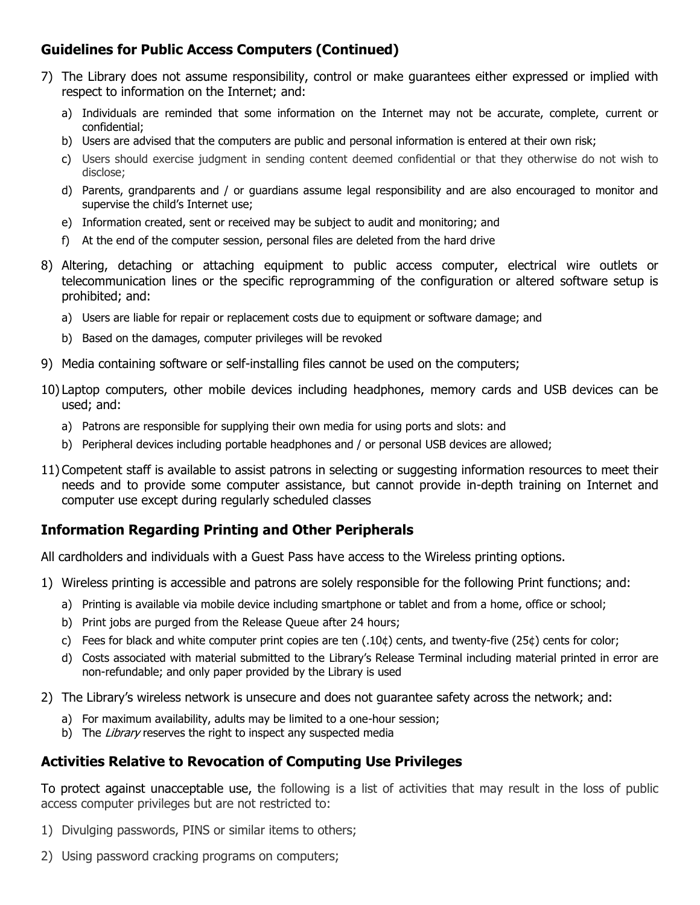## Guidelines for Public Access Computers (Continued)

7) The Library does not assume responsibility, control or make guarantees either expressed or implied with respect to information on the Internet; and:
   a) Individuals are reminded that some information on the Internet may not be accurate, complete, current or confidential;
   b) Users are advised that the computers are public and personal information is entered at their own risk;
   c) Users should exercise judgment in sending content deemed confidential or that they otherwise do not wish to disclose;
   d) Parents, grandparents and / or guardians assume legal responsibility and are also encouraged to monitor and supervise the child's Internet use;
   e) Information created, sent or received may be subject to audit and monitoring; and
   f) At the end of the computer session, personal files are deleted from the hard drive
8) Altering, detaching or attaching equipment to public access computer, electrical wire outlets or telecommunication lines or the specific reprogramming of the configuration or altered software setup is prohibited; and:
   a) Users are liable for repair or replacement costs due to equipment or software damage; and
   b) Based on the damages, computer privileges will be revoked
9) Media containing software or self-installing files cannot be used on the computers;
10) Laptop computers, other mobile devices including headphones, memory cards and USB devices can be used; and:
    a) Patrons are responsible for supplying their own media for using ports and slots: and
    b) Peripheral devices including portable headphones and / or personal USB devices are allowed;
11) Competent staff is available to assist patrons in selecting or suggesting information resources to meet their needs and to provide some computer assistance, but cannot provide in-depth training on Internet and computer use except during regularly scheduled classes

## Information Regarding Printing and Other Peripherals

All cardholders and individuals with a Guest Pass have access to the Wireless printing options.

1) Wireless printing is accessible and patrons are solely responsible for the following Print functions; and:
   a) Printing is available via mobile device including smartphone or tablet and from a home, office or school;
   b) Print jobs are purged from the Release Queue after 24 hours;
   c) Fees for black and white computer print copies are ten (.10¢) cents, and twenty-five (25¢) cents for color;
   d) Costs associated with material submitted to the Library's Release Terminal including material printed in error are non-refundable; and only paper provided by the Library is used
2) The Library's wireless network is unsecure and does not guarantee safety across the network; and:
   a) For maximum availability, adults may be limited to a one-hour session;
   b) The *Library* reserves the right to inspect any suspected media

## Activities Relative to Revocation of Computing Use Privileges

To protect against unacceptable use, the following is a list of activities that may result in the loss of public access computer privileges but are not restricted to:

1) Divulging passwords, PINS or similar items to others;
2) Using password cracking programs on computers;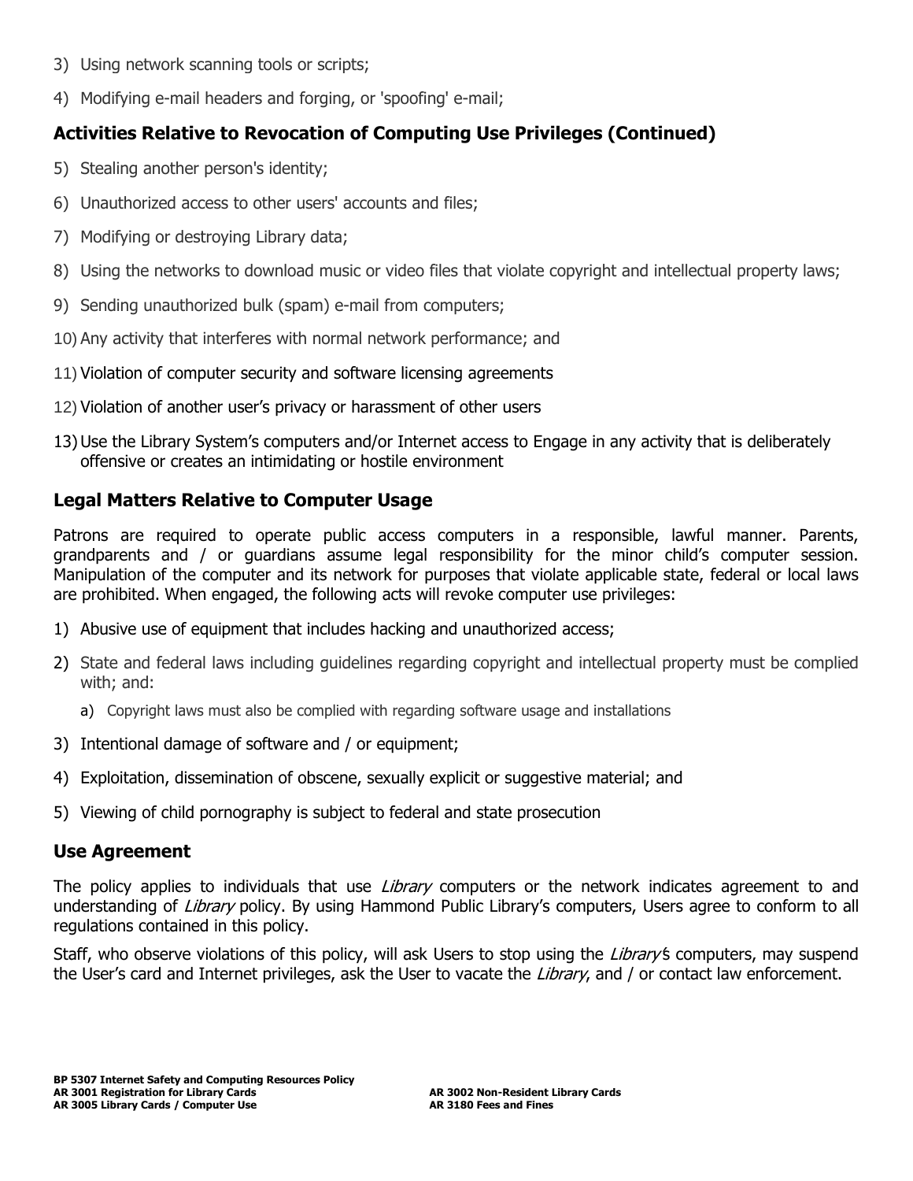3) Using network scanning tools or scripts;
4) Modifying e-mail headers and forging, or 'spoofing' e-mail;

## Activities Relative to Revocation of Computing Use Privileges (Continued)

5) Stealing another person's identity;
6) Unauthorized access to other users' accounts and files;
7) Modifying or destroying Library data;
8) Using the networks to download music or video files that violate copyright and intellectual property laws;
9) Sending unauthorized bulk (spam) e-mail from computers;
10) Any activity that interferes with normal network performance; and
11) Violation of computer security and software licensing agreements
12) Violation of another user's privacy or harassment of other users
13) Use the Library System's computers and/or Internet access to Engage in any activity that is deliberately offensive or creates an intimidating or hostile environment

## Legal Matters Relative to Computer Usage

Patrons are required to operate public access computers in a responsible, lawful manner. Parents, grandparents and / or guardians assume legal responsibility for the minor child's computer session. Manipulation of the computer and its network for purposes that violate applicable state, federal or local laws are prohibited. When engaged, the following acts will revoke computer use privileges:

1) Abusive use of equipment that includes hacking and unauthorized access;
2) State and federal laws including guidelines regarding copyright and intellectual property must be complied with; and:
   a) Copyright laws must also be complied with regarding software usage and installations
3) Intentional damage of software and / or equipment;
4) Exploitation, dissemination of obscene, sexually explicit or suggestive material; and
5) Viewing of child pornography is subject to federal and state prosecution

## Use Agreement

The policy applies to individuals that use *Library* computers or the network indicates agreement to and understanding of *Library* policy. By using Hammond Public Library's computers, Users agree to conform to all regulations contained in this policy.

Staff, who observe violations of this policy, will ask Users to stop using the *Library*'s computers, may suspend the User's card and Internet privileges, ask the User to vacate the *Library*, and / or contact law enforcement.

**BP 5307 Internet Safety and Computing Resources Policy**
**AR 3001 Registration for Library Cards**
**AR 3005 Library Cards / Computer Use**
**AR 3002 Non-Resident Library Cards**
**AR 3180 Fees and Fines**